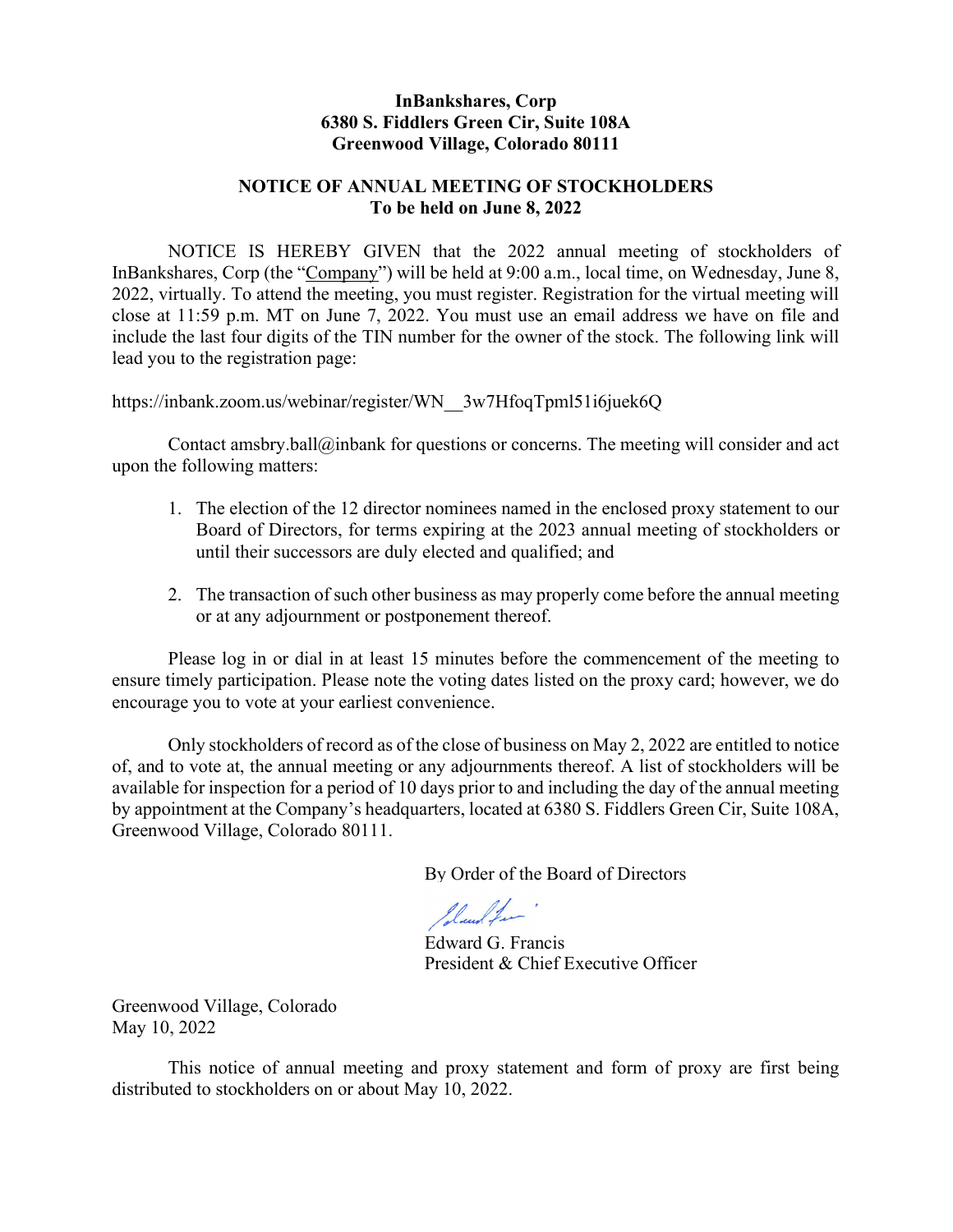**InBankshares, Corp**
**6380 S. Fiddlers Green Cir, Suite 108A**
**Greenwood Village, Colorado 80111**

## NOTICE OF ANNUAL MEETING OF STOCKHOLDERS
## To be held on June 8, 2022

NOTICE IS HEREBY GIVEN that the 2022 annual meeting of stockholders of InBankshares, Corp (the "Company") will be held at 9:00 a.m., local time, on Wednesday, June 8, 2022, virtually. To attend the meeting, you must register. Registration for the virtual meeting will close at 11:59 p.m. MT on June 7, 2022. You must use an email address we have on file and include the last four digits of the TIN number for the owner of the stock. The following link will lead you to the registration page:

https://inbank.zoom.us/webinar/register/WN__3w7HfoqTpml51i6juek6Q

Contact amsbry.ball@inbank for questions or concerns. The meeting will consider and act upon the following matters:

1. The election of the 12 director nominees named in the enclosed proxy statement to our Board of Directors, for terms expiring at the 2023 annual meeting of stockholders or until their successors are duly elected and qualified; and

2. The transaction of such other business as may properly come before the annual meeting or at any adjournment or postponement thereof.

Please log in or dial in at least 15 minutes before the commencement of the meeting to ensure timely participation. Please note the voting dates listed on the proxy card; however, we do encourage you to vote at your earliest convenience.

Only stockholders of record as of the close of business on May 2, 2022 are entitled to notice of, and to vote at, the annual meeting or any adjournments thereof. A list of stockholders will be available for inspection for a period of 10 days prior to and including the day of the annual meeting by appointment at the Company's headquarters, located at 6380 S. Fiddlers Green Cir, Suite 108A, Greenwood Village, Colorado 80111.

By Order of the Board of Directors

Edward G. Francis
President & Chief Executive Officer

Greenwood Village, Colorado
May 10, 2022

This notice of annual meeting and proxy statement and form of proxy are first being distributed to stockholders on or about May 10, 2022.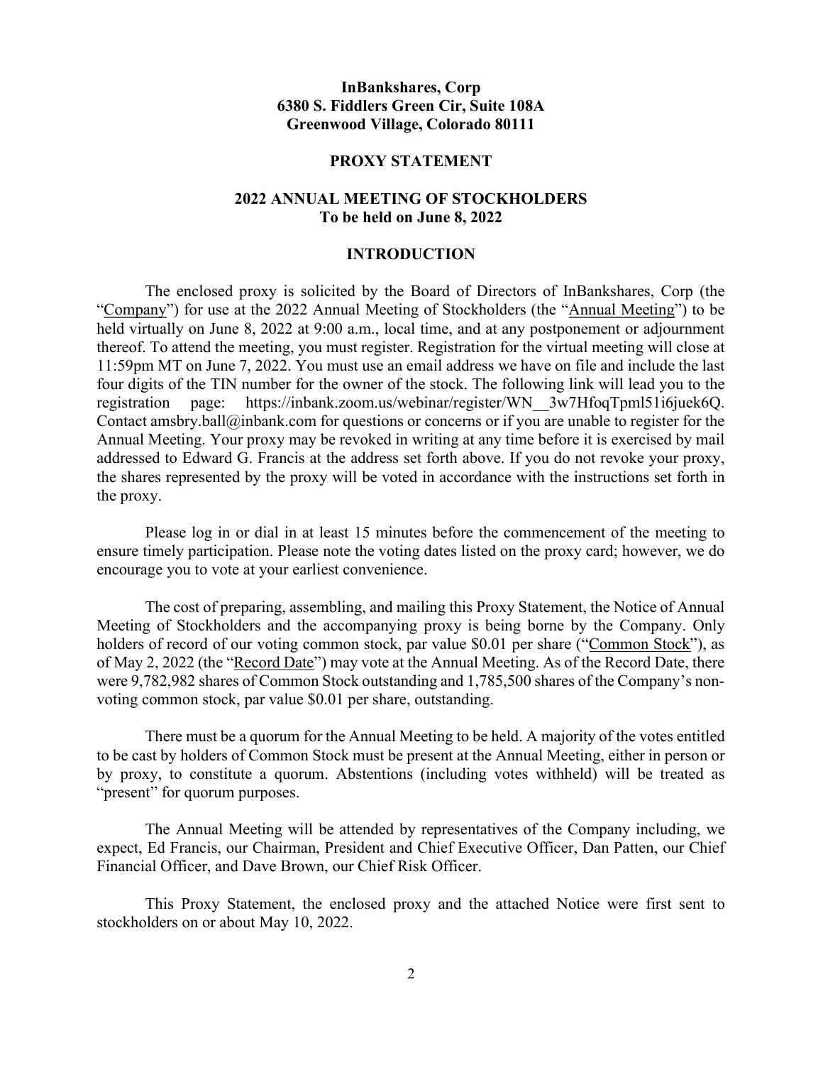**InBankshares, Corp**
**6380 S. Fiddlers Green Cir, Suite 108A**
**Greenwood Village, Colorado 80111**

## PROXY STATEMENT

## 2022 ANNUAL MEETING OF STOCKHOLDERS
**To be held on June 8, 2022**

## INTRODUCTION

The enclosed proxy is solicited by the Board of Directors of InBankshares, Corp (the "Company") for use at the 2022 Annual Meeting of Stockholders (the "Annual Meeting") to be held virtually on June 8, 2022 at 9:00 a.m., local time, and at any postponement or adjournment thereof. To attend the meeting, you must register. Registration for the virtual meeting will close at 11:59pm MT on June 7, 2022. You must use an email address we have on file and include the last four digits of the TIN number for the owner of the stock. The following link will lead you to the registration page: https://inbank.zoom.us/webinar/register/WN__3w7HfoqTpml51i6juek6Q. Contact amsbry.ball@inbank.com for questions or concerns or if you are unable to register for the Annual Meeting. Your proxy may be revoked in writing at any time before it is exercised by mail addressed to Edward G. Francis at the address set forth above. If you do not revoke your proxy, the shares represented by the proxy will be voted in accordance with the instructions set forth in the proxy.

Please log in or dial in at least 15 minutes before the commencement of the meeting to ensure timely participation. Please note the voting dates listed on the proxy card; however, we do encourage you to vote at your earliest convenience.

The cost of preparing, assembling, and mailing this Proxy Statement, the Notice of Annual Meeting of Stockholders and the accompanying proxy is being borne by the Company. Only holders of record of our voting common stock, par value $0.01 per share ("Common Stock"), as of May 2, 2022 (the "Record Date") may vote at the Annual Meeting. As of the Record Date, there were 9,782,982 shares of Common Stock outstanding and 1,785,500 shares of the Company's non-voting common stock, par value $0.01 per share, outstanding.

There must be a quorum for the Annual Meeting to be held. A majority of the votes entitled to be cast by holders of Common Stock must be present at the Annual Meeting, either in person or by proxy, to constitute a quorum. Abstentions (including votes withheld) will be treated as "present" for quorum purposes.

The Annual Meeting will be attended by representatives of the Company including, we expect, Ed Francis, our Chairman, President and Chief Executive Officer, Dan Patten, our Chief Financial Officer, and Dave Brown, our Chief Risk Officer.

This Proxy Statement, the enclosed proxy and the attached Notice were first sent to stockholders on or about May 10, 2022.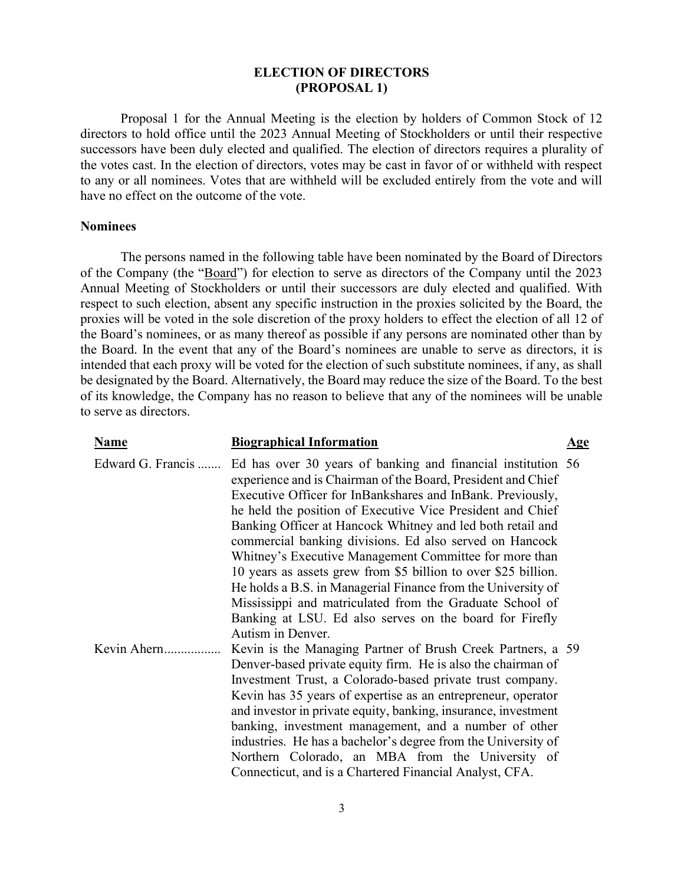## ELECTION OF DIRECTORS (PROPOSAL 1)

Proposal 1 for the Annual Meeting is the election by holders of Common Stock of 12 directors to hold office until the 2023 Annual Meeting of Stockholders or until their respective successors have been duly elected and qualified. The election of directors requires a plurality of the votes cast. In the election of directors, votes may be cast in favor of or withheld with respect to any or all nominees. Votes that are withheld will be excluded entirely from the vote and will have no effect on the outcome of the vote.

### Nominees

The persons named in the following table have been nominated by the Board of Directors of the Company (the "Board") for election to serve as directors of the Company until the 2023 Annual Meeting of Stockholders or until their successors are duly elected and qualified. With respect to such election, absent any specific instruction in the proxies solicited by the Board, the proxies will be voted in the sole discretion of the proxy holders to effect the election of all 12 of the Board's nominees, or as many thereof as possible if any persons are nominated other than by the Board. In the event that any of the Board's nominees are unable to serve as directors, it is intended that each proxy will be voted for the election of such substitute nominees, if any, as shall be designated by the Board. Alternatively, the Board may reduce the size of the Board. To the best of its knowledge, the Company has no reason to believe that any of the nominees will be unable to serve as directors.

| Name | Biographical Information | Age |
|---|---|---|
| Edward G. Francis | Ed has over 30 years of banking and financial institution experience and is Chairman of the Board, President and Chief Executive Officer for InBankshares and InBank. Previously, he held the position of Executive Vice President and Chief Banking Officer at Hancock Whitney and led both retail and commercial banking divisions. Ed also served on Hancock Whitney's Executive Management Committee for more than 10 years as assets grew from $5 billion to over $25 billion. He holds a B.S. in Managerial Finance from the University of Mississippi and matriculated from the Graduate School of Banking at LSU. Ed also serves on the board for Firefly Autism in Denver. | 56 |
| Kevin Ahern | Kevin is the Managing Partner of Brush Creek Partners, a Denver-based private equity firm. He is also the chairman of Investment Trust, a Colorado-based private trust company. Kevin has 35 years of expertise as an entrepreneur, operator and investor in private equity, banking, insurance, investment banking, investment management, and a number of other industries. He has a bachelor's degree from the University of Northern Colorado, an MBA from the University of Connecticut, and is a Chartered Financial Analyst, CFA. | 59 |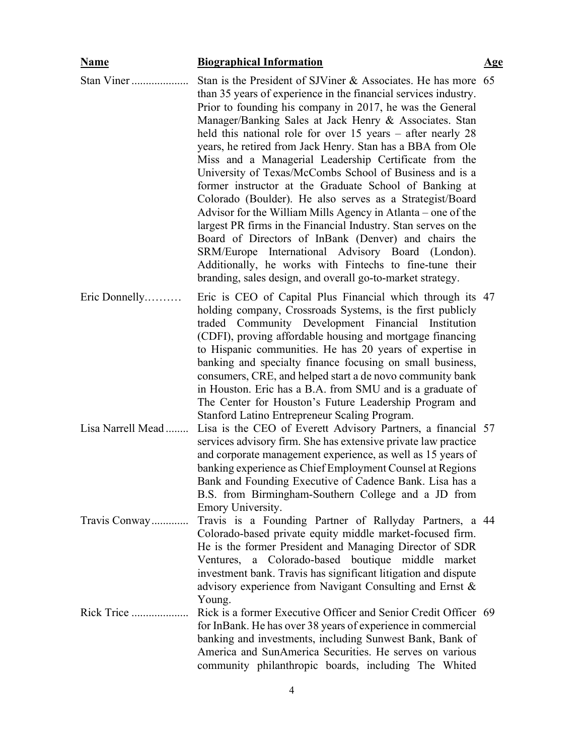| Name | Biographical Information | Age |
| --- | --- | --- |
| Stan Viner | Stan is the President of SJViner & Associates. He has more than 35 years of experience in the financial services industry. Prior to founding his company in 2017, he was the General Manager/Banking Sales at Jack Henry & Associates. Stan held this national role for over 15 years – after nearly 28 years, he retired from Jack Henry. Stan has a BBA from Ole Miss and a Managerial Leadership Certificate from the University of Texas/McCombs School of Business and is a former instructor at the Graduate School of Banking at Colorado (Boulder). He also serves as a Strategist/Board Advisor for the William Mills Agency in Atlanta – one of the largest PR firms in the Financial Industry. Stan serves on the Board of Directors of InBank (Denver) and chairs the SRM/Europe International Advisory Board (London). Additionally, he works with Fintechs to fine-tune their branding, sales design, and overall go-to-market strategy. | 65 |
| Eric Donnelly | Eric is CEO of Capital Plus Financial which through its holding company, Crossroads Systems, is the first publicly traded Community Development Financial Institution (CDFI), proving affordable housing and mortgage financing to Hispanic communities. He has 20 years of expertise in banking and specialty finance focusing on small business, consumers, CRE, and helped start a de novo community bank in Houston. Eric has a B.A. from SMU and is a graduate of The Center for Houston's Future Leadership Program and Stanford Latino Entrepreneur Scaling Program. | 47 |
| Lisa Narrell Mead | Lisa is the CEO of Everett Advisory Partners, a financial services advisory firm. She has extensive private law practice and corporate management experience, as well as 15 years of banking experience as Chief Employment Counsel at Regions Bank and Founding Executive of Cadence Bank. Lisa has a B.S. from Birmingham-Southern College and a JD from Emory University. | 57 |
| Travis Conway | Travis is a Founding Partner of Rallyday Partners, a Colorado-based private equity middle market-focused firm. He is the former President and Managing Director of SDR Ventures, a Colorado-based boutique middle market investment bank. Travis has significant litigation and dispute advisory experience from Navigant Consulting and Ernst & Young. | 44 |
| Rick Trice | Rick is a former Executive Officer and Senior Credit Officer for InBank. He has over 38 years of experience in commercial banking and investments, including Sunwest Bank, Bank of America and SunAmerica Securities. He serves on various community philanthropic boards, including The Whited | 69 |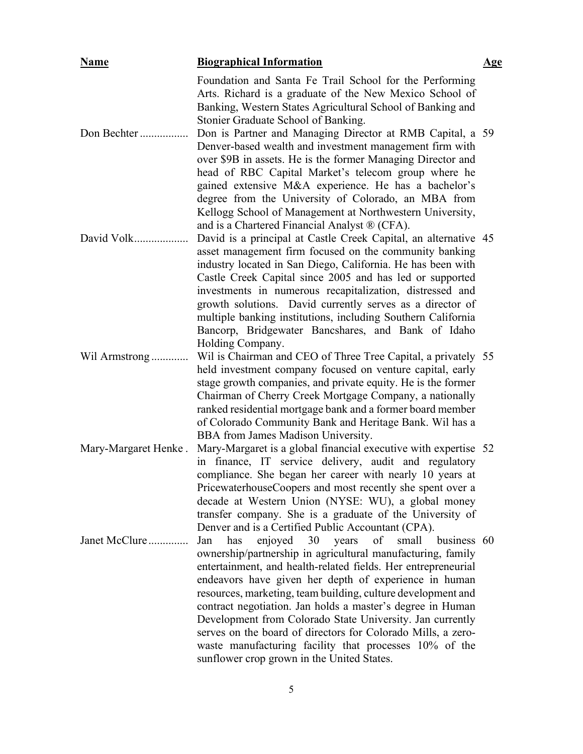| Name | Biographical Information | Age |
|---|---|---|
| | Foundation and Santa Fe Trail School for the Performing Arts. Richard is a graduate of the New Mexico School of Banking, Western States Agricultural School of Banking and Stonier Graduate School of Banking. | |
| Don Bechter | Don is Partner and Managing Director at RMB Capital, a Denver-based wealth and investment management firm with over $9B in assets. He is the former Managing Director and head of RBC Capital Market's telecom group where he gained extensive M&A experience. He has a bachelor's degree from the University of Colorado, an MBA from Kellogg School of Management at Northwestern University, and is a Chartered Financial Analyst ® (CFA). | 59 |
| David Volk | David is a principal at Castle Creek Capital, an alternative asset management firm focused on the community banking industry located in San Diego, California. He has been with Castle Creek Capital since 2005 and has led or supported investments in numerous recapitalization, distressed and growth solutions. David currently serves as a director of multiple banking institutions, including Southern California Bancorp, Bridgewater Bancshares, and Bank of Idaho Holding Company. | 45 |
| Wil Armstrong | Wil is Chairman and CEO of Three Tree Capital, a privately held investment company focused on venture capital, early stage growth companies, and private equity. He is the former Chairman of Cherry Creek Mortgage Company, a nationally ranked residential mortgage bank and a former board member of Colorado Community Bank and Heritage Bank. Wil has a BBA from James Madison University. | 55 |
| Mary-Margaret Henke | Mary-Margaret is a global financial executive with expertise in finance, IT service delivery, audit and regulatory compliance. She began her career with nearly 10 years at PricewaterhouseCoopers and most recently she spent over a decade at Western Union (NYSE: WU), a global money transfer company. She is a graduate of the University of Denver and is a Certified Public Accountant (CPA). | 52 |
| Janet McClure | Jan has enjoyed 30 years of small business ownership/partnership in agricultural manufacturing, family entertainment, and health-related fields. Her entrepreneurial endeavors have given her depth of experience in human resources, marketing, team building, culture development and contract negotiation. Jan holds a master's degree in Human Development from Colorado State University. Jan currently serves on the board of directors for Colorado Mills, a zero-waste manufacturing facility that processes 10% of the sunflower crop grown in the United States. | 60 |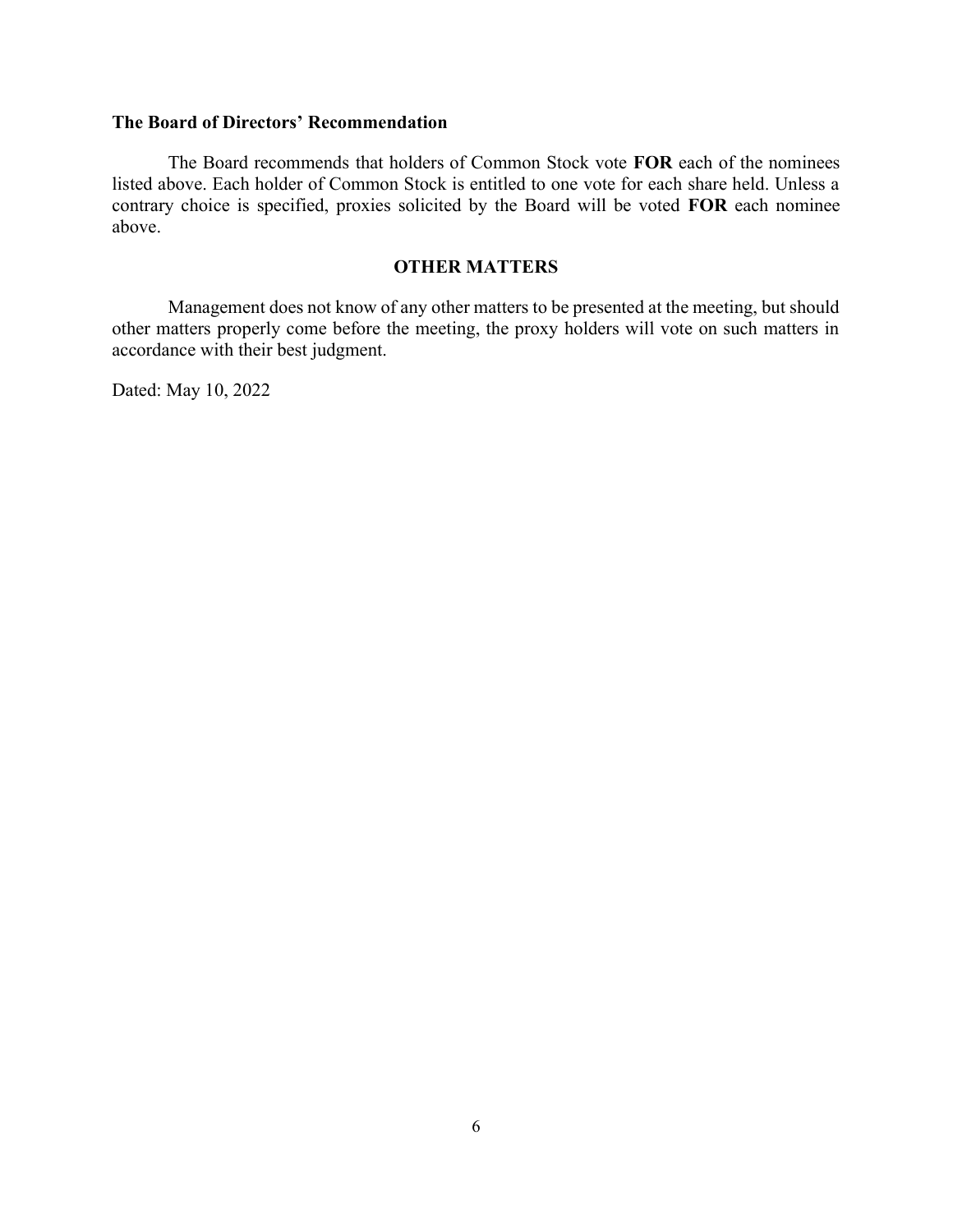### The Board of Directors' Recommendation

The Board recommends that holders of Common Stock vote **FOR** each of the nominees listed above. Each holder of Common Stock is entitled to one vote for each share held. Unless a contrary choice is specified, proxies solicited by the Board will be voted **FOR** each nominee above.

## OTHER MATTERS

Management does not know of any other matters to be presented at the meeting, but should other matters properly come before the meeting, the proxy holders will vote on such matters in accordance with their best judgment.

Dated: May 10, 2022